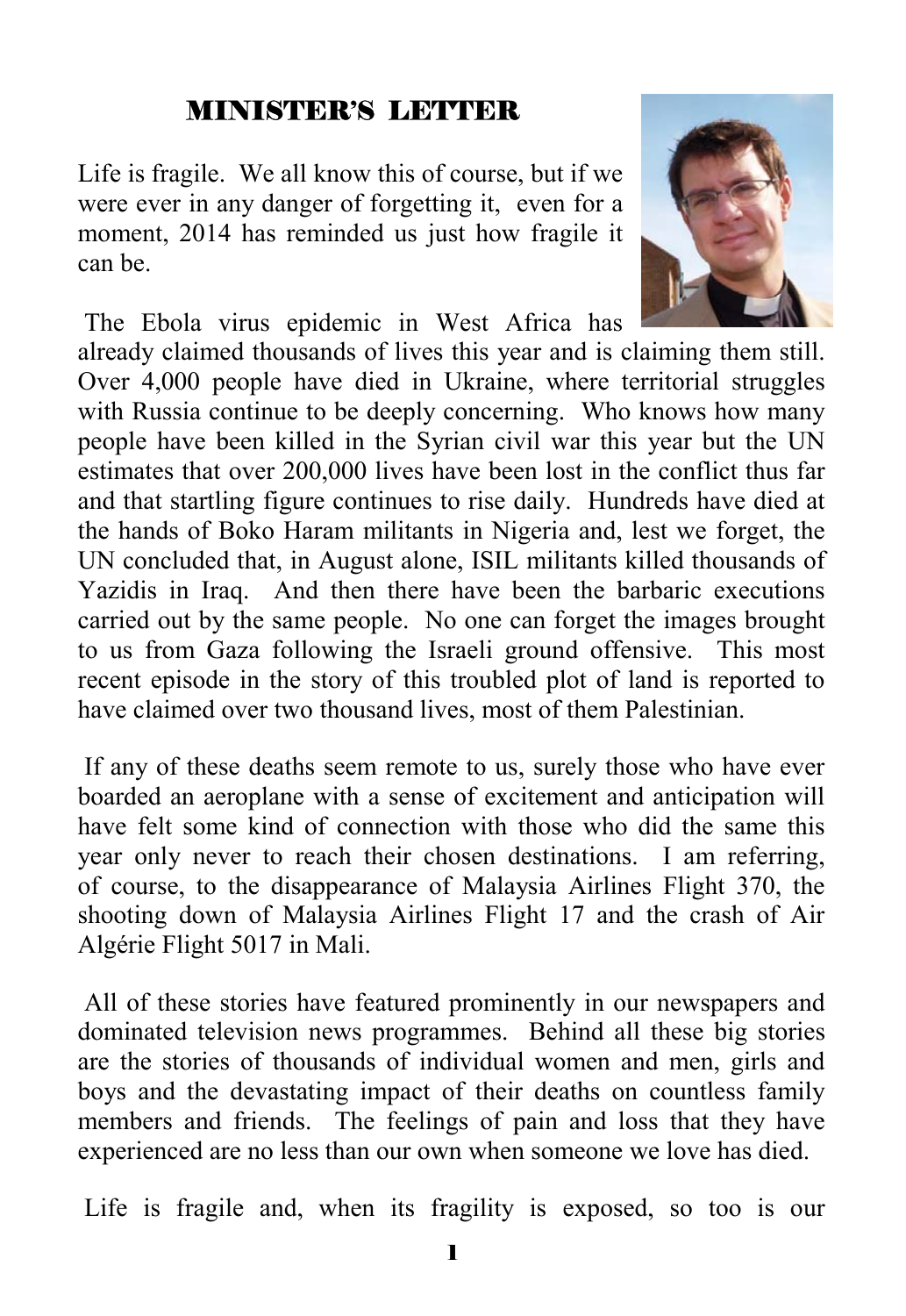## MINISTER'S LETTER

Life is fragile. We all know this of course, but if we were ever in any danger of forgetting it, even for a moment, 2014 has reminded us just how fragile it can be.

The Ebola virus epidemic in West Africa has already claimed thousands of lives this year and is claiming them still. Over 4,000 people have died in Ukraine, where territorial struggles with Russia continue to be deeply concerning. Who knows how many people have been killed in the Syrian civil war this year but the UN estimates that over 200,000 lives have been lost in the conflict thus far and that startling figure continues to rise daily. Hundreds have died at the hands of Boko Haram militants in Nigeria and, lest we forget, the UN concluded that, in August alone, ISIL militants killed thousands of Yazidis in Iraq. And then there have been the barbaric executions carried out by the same people. No one can forget the images brought to us from Gaza following the Israeli ground offensive. This most recent episode in the story of this troubled plot of land is reported to have claimed over two thousand lives, most of them Palestinian.

If any of these deaths seem remote to us, surely those who have ever boarded an aeroplane with a sense of excitement and anticipation will have felt some kind of connection with those who did the same this year only never to reach their chosen destinations. I am referring, of course, to the disappearance of Malaysia Airlines Flight 370, the shooting down of Malaysia Airlines Flight 17 and the crash of Air Algérie Flight 5017 in Mali.

All of these stories have featured prominently in our newspapers and dominated television news programmes. Behind all these big stories are the stories of thousands of individual women and men, girls and boys and the devastating impact of their deaths on countless family members and friends. The feelings of pain and loss that they have experienced are no less than our own when someone we love has died.

Life is fragile and, when its fragility is exposed, so too is our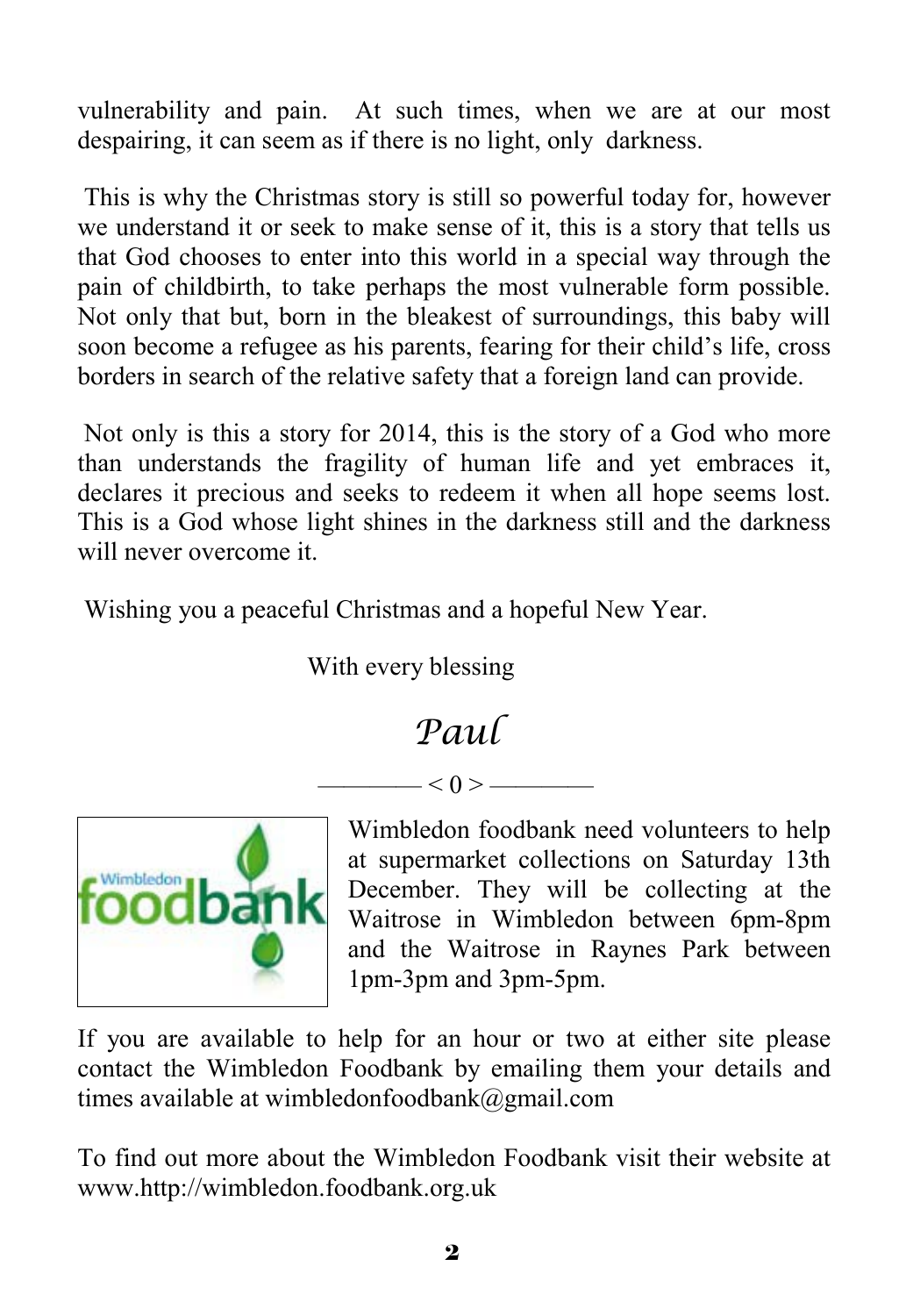vulnerability and pain. At such times, when we are at our most despairing, it can seem as if there is no light, only darkness.

This is why the Christmas story is still so powerful today for, however we understand it or seek to make sense of it, this is a story that tells us that God chooses to enter into this world in a special way through the pain of childbirth, to take perhaps the most vulnerable form possible. Not only that but, born in the bleakest of surroundings, this baby will soon become a refugee as his parents, fearing for their child's life, cross borders in search of the relative safety that a foreign land can provide.

Not only is this a story for 2014, this is the story of a God who more than understands the fragility of human life and yet embraces it, declares it precious and seeks to redeem it when all hope seems lost. This is a God whose light shines in the darkness still and the darkness will never overcome it.

Wishing you a peaceful Christmas and a hopeful New Year.

With every blessing

*Paul*

———— < 0 > ————

Wimbledon foodbank need volunteers to help at supermarket collections on Saturday 13th December. They will be collecting at the Waitrose in Wimbledon between 6pm-8pm and the Waitrose in Raynes Park between 1pm-3pm and 3pm-5pm.

If you are available to help for an hour or two at either site please contact the Wimbledon Foodbank by emailing them your details and times available at wimbledonfoodbank@gmail.com

To find out more about the Wimbledon Foodbank visit their website at www.http://wimbledon.foodbank.org.uk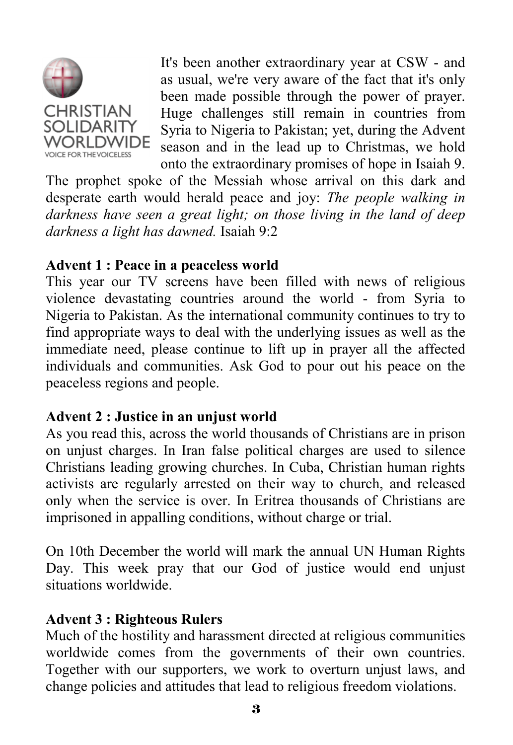CHRISTIAN SOLIDARITY WORLDWIDE
VOICE FOR THE VOICELESS

It's been another extraordinary year at CSW - and as usual, we're very aware of the fact that it's only been made possible through the power of prayer. Huge challenges still remain in countries from Syria to Nigeria to Pakistan; yet, during the Advent season and in the lead up to Christmas, we hold onto the extraordinary promises of hope in Isaiah 9. The prophet spoke of the Messiah whose arrival on this dark and desperate earth would herald peace and joy: *The people walking in darkness have seen a great light; on those living in the land of deep darkness a light has dawned.* Isaiah 9:2

**Advent 1 : Peace in a peaceless world**
This year our TV screens have been filled with news of religious violence devastating countries around the world - from Syria to Nigeria to Pakistan. As the international community continues to try to find appropriate ways to deal with the underlying issues as well as the immediate need, please continue to lift up in prayer all the affected individuals and communities. Ask God to pour out his peace on the peaceless regions and people.

**Advent 2 : Justice in an unjust world**
As you read this, across the world thousands of Christians are in prison on unjust charges. In Iran false political charges are used to silence Christians leading growing churches. In Cuba, Christian human rights activists are regularly arrested on their way to church, and released only when the service is over. In Eritrea thousands of Christians are imprisoned in appalling conditions, without charge or trial.

On 10th December the world will mark the annual UN Human Rights Day. This week pray that our God of justice would end unjust situations worldwide.

**Advent 3 : Righteous Rulers**
Much of the hostility and harassment directed at religious communities worldwide comes from the governments of their own countries. Together with our supporters, we work to overturn unjust laws, and change policies and attitudes that lead to religious freedom violations.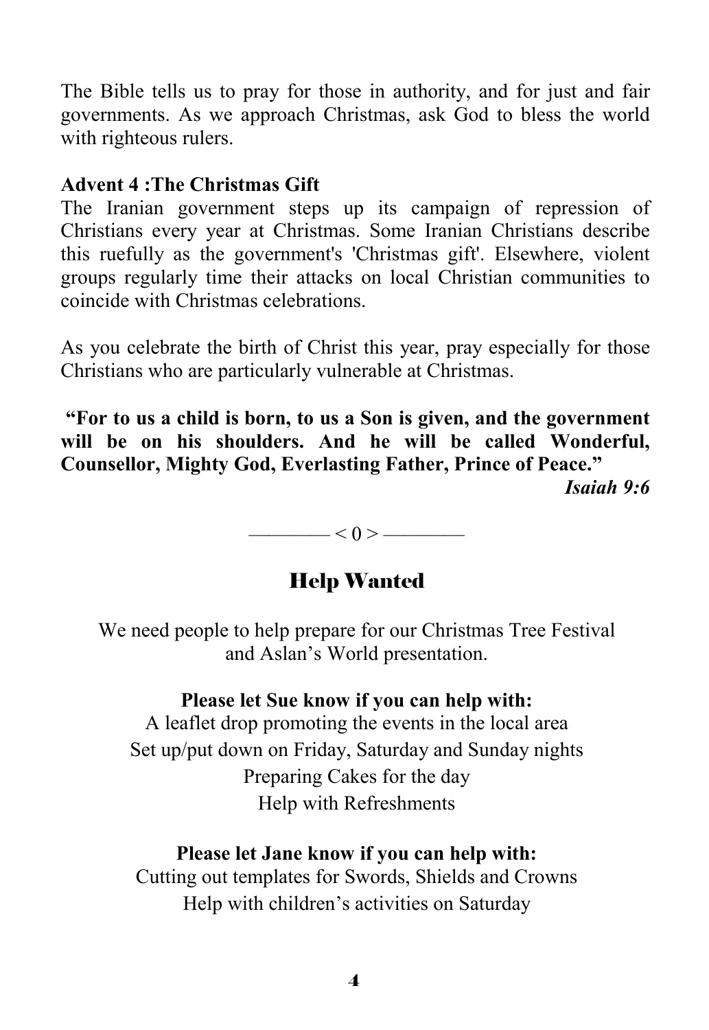The Bible tells us to pray for those in authority, and for just and fair governments. As we approach Christmas, ask God to bless the world with righteous rulers.

**Advent 4 :The Christmas Gift**

The Iranian government steps up its campaign of repression of Christians every year at Christmas. Some Iranian Christians describe this ruefully as the government's 'Christmas gift'. Elsewhere, violent groups regularly time their attacks on local Christian communities to coincide with Christmas celebrations.

As you celebrate the birth of Christ this year, pray especially for those Christians who are particularly vulnerable at Christmas.

**"For to us a child is born, to us a Son is given, and the government will be on his shoulders. And he will be called Wonderful, Counsellor, Mighty God, Everlasting Father, Prince of Peace."**

***Isaiah 9:6***

———— < 0 > ————

## Help Wanted

We need people to help prepare for our Christmas Tree Festival and Aslan's World presentation.

**Please let Sue know if you can help with:**

A leaflet drop promoting the events in the local area
Set up/put down on Friday, Saturday and Sunday nights
Preparing Cakes for the day
Help with Refreshments

**Please let Jane know if you can help with:**

Cutting out templates for Swords, Shields and Crowns
Help with children's activities on Saturday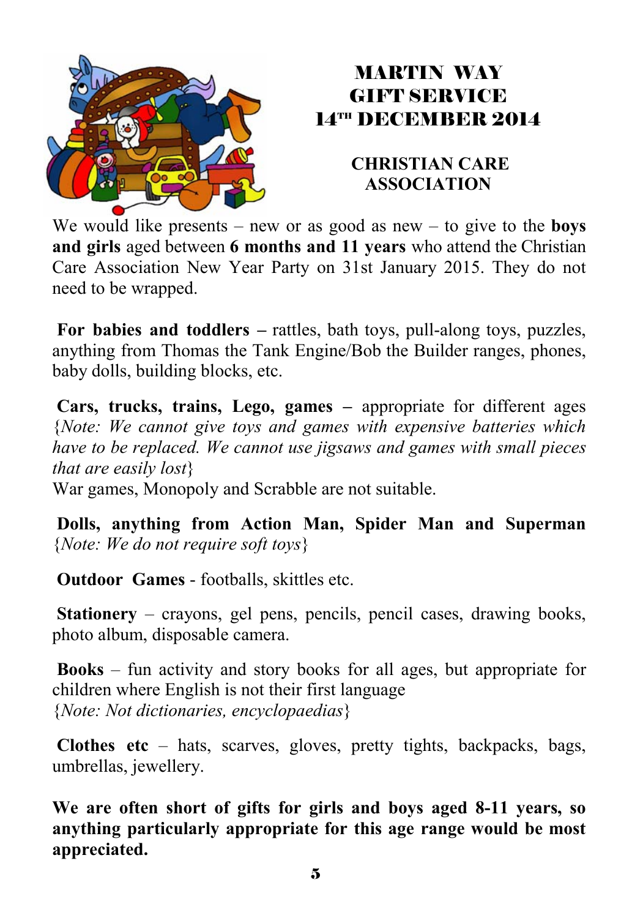# MARTIN WAY GIFT SERVICE 14TH DECEMBER 2014

## CHRISTIAN CARE ASSOCIATION

We would like presents – new or as good as new – to give to the **boys and girls** aged between **6 months and 11 years** who attend the Christian Care Association New Year Party on 31st January 2015. They do not need to be wrapped.

**For babies and toddlers –** rattles, bath toys, pull-along toys, puzzles, anything from Thomas the Tank Engine/Bob the Builder ranges, phones, baby dolls, building blocks, etc.

**Cars, trucks, trains, Lego, games –** appropriate for different ages {*Note: We cannot give toys and games with expensive batteries which have to be replaced. We cannot use jigsaws and games with small pieces that are easily lost*}
War games, Monopoly and Scrabble are not suitable.

**Dolls, anything from Action Man, Spider Man and Superman** {*Note: We do not require soft toys*}

**Outdoor Games** - footballs, skittles etc.

**Stationery** – crayons, gel pens, pencils, pencil cases, drawing books, photo album, disposable camera.

**Books** – fun activity and story books for all ages, but appropriate for children where English is not their first language
{*Note: Not dictionaries, encyclopaedias*}

**Clothes etc** – hats, scarves, gloves, pretty tights, backpacks, bags, umbrellas, jewellery.

**We are often short of gifts for girls and boys aged 8-11 years, so anything particularly appropriate for this age range would be most appreciated.**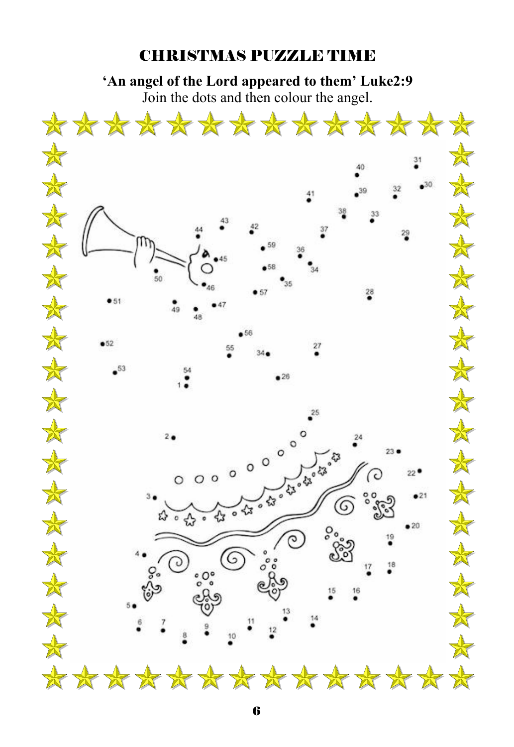## CHRISTMAS PUZZLE TIME

**'An angel of the Lord appeared to them' Luke2:9**

Join the dots and then colour the angel.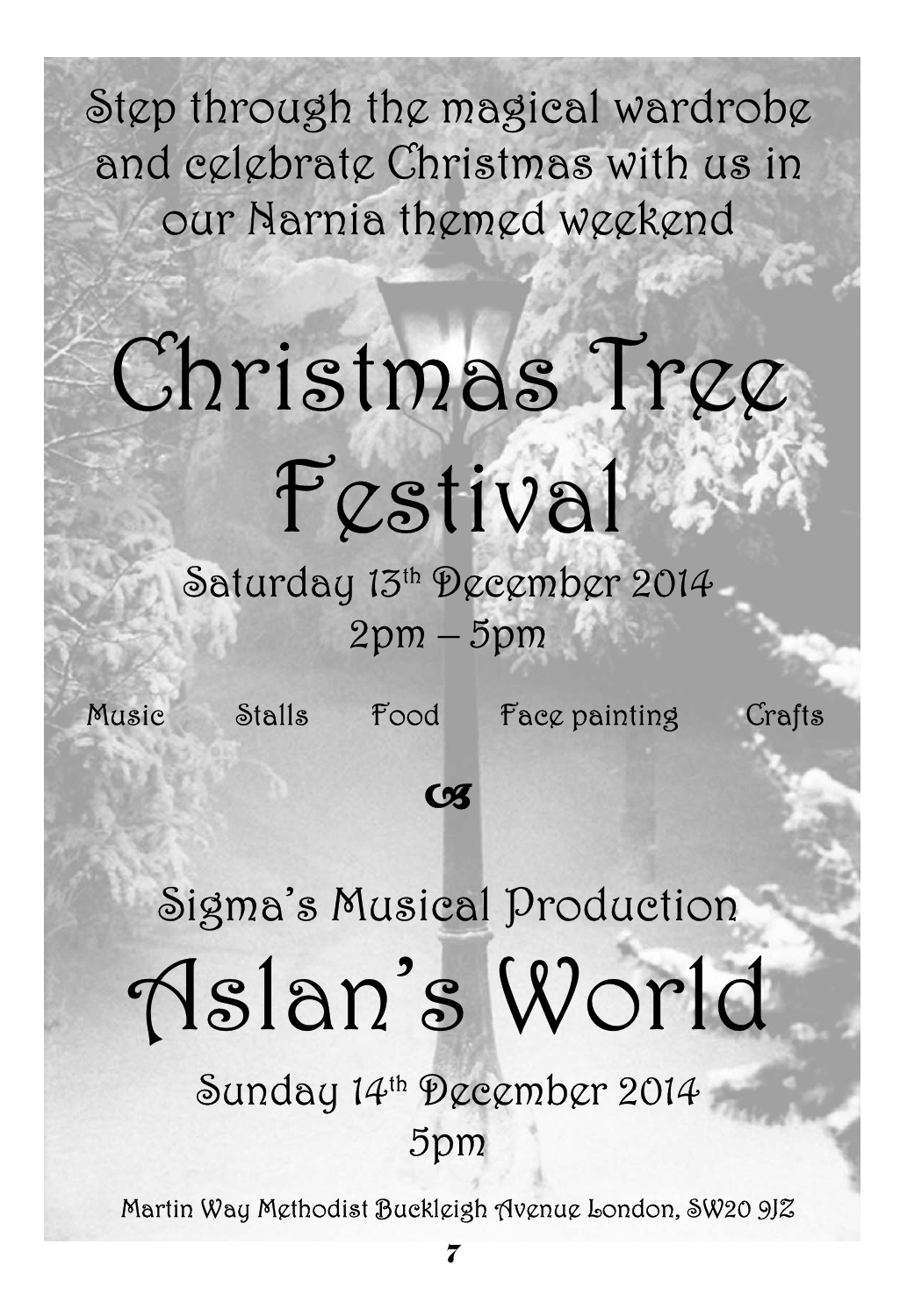Step through the magical wardrobe and celebrate Christmas with us in our Narnia themed weekend

# Christmas Tree Festival

Saturday 13th December 2014

2pm – 5pm

Music Stalls Food Face painting Crafts

&

Sigma's Musical Production

# Aslan's World

Sunday 14th December 2014

5pm

Martin Way Methodist Buckleigh Avenue London, SW20 9JZ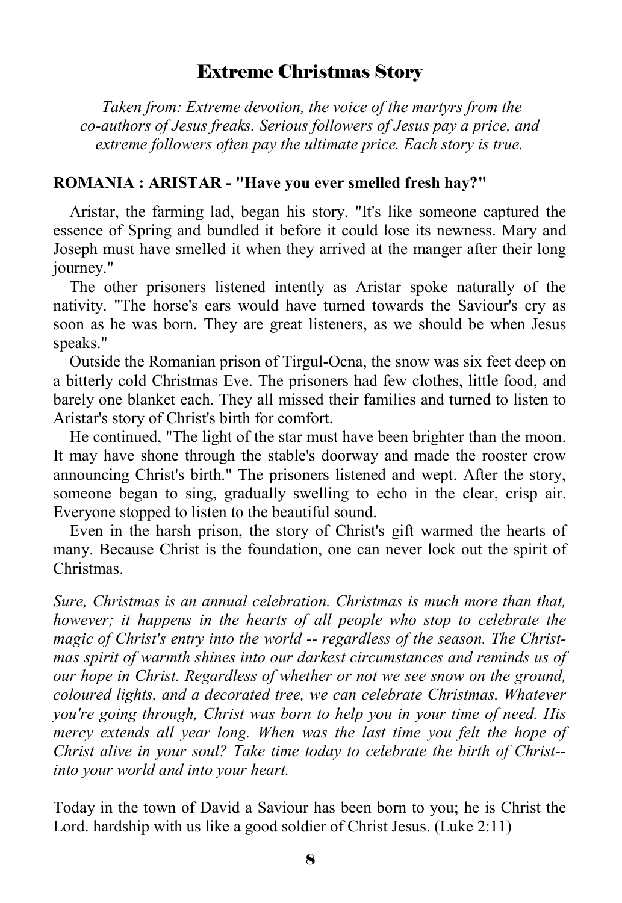## Extreme Christmas Story

*Taken from: Extreme devotion, the voice of the martyrs from the co-authors of Jesus freaks. Serious followers of Jesus pay a price, and extreme followers often pay the ultimate price. Each story is true.*

**ROMANIA : ARISTAR - "Have you ever smelled fresh hay?"**

Aristar, the farming lad, began his story. "It's like someone captured the essence of Spring and bundled it before it could lose its newness. Mary and Joseph must have smelled it when they arrived at the manger after their long journey."

The other prisoners listened intently as Aristar spoke naturally of the nativity. "The horse's ears would have turned towards the Saviour's cry as soon as he was born. They are great listeners, as we should be when Jesus speaks."

Outside the Romanian prison of Tirgul-Ocna, the snow was six feet deep on a bitterly cold Christmas Eve. The prisoners had few clothes, little food, and barely one blanket each. They all missed their families and turned to listen to Aristar's story of Christ's birth for comfort.

He continued, "The light of the star must have been brighter than the moon. It may have shone through the stable's doorway and made the rooster crow announcing Christ's birth." The prisoners listened and wept. After the story, someone began to sing, gradually swelling to echo in the clear, crisp air. Everyone stopped to listen to the beautiful sound.

Even in the harsh prison, the story of Christ's gift warmed the hearts of many. Because Christ is the foundation, one can never lock out the spirit of Christmas.

*Sure, Christmas is an annual celebration. Christmas is much more than that, however; it happens in the hearts of all people who stop to celebrate the magic of Christ's entry into the world -- regardless of the season. The Christmas spirit of warmth shines into our darkest circumstances and reminds us of our hope in Christ. Regardless of whether or not we see snow on the ground, coloured lights, and a decorated tree, we can celebrate Christmas. Whatever you're going through, Christ was born to help you in your time of need. His mercy extends all year long. When was the last time you felt the hope of Christ alive in your soul? Take time today to celebrate the birth of Christ--into your world and into your heart.*

Today in the town of David a Saviour has been born to you; he is Christ the Lord. hardship with us like a good soldier of Christ Jesus. (Luke 2:11)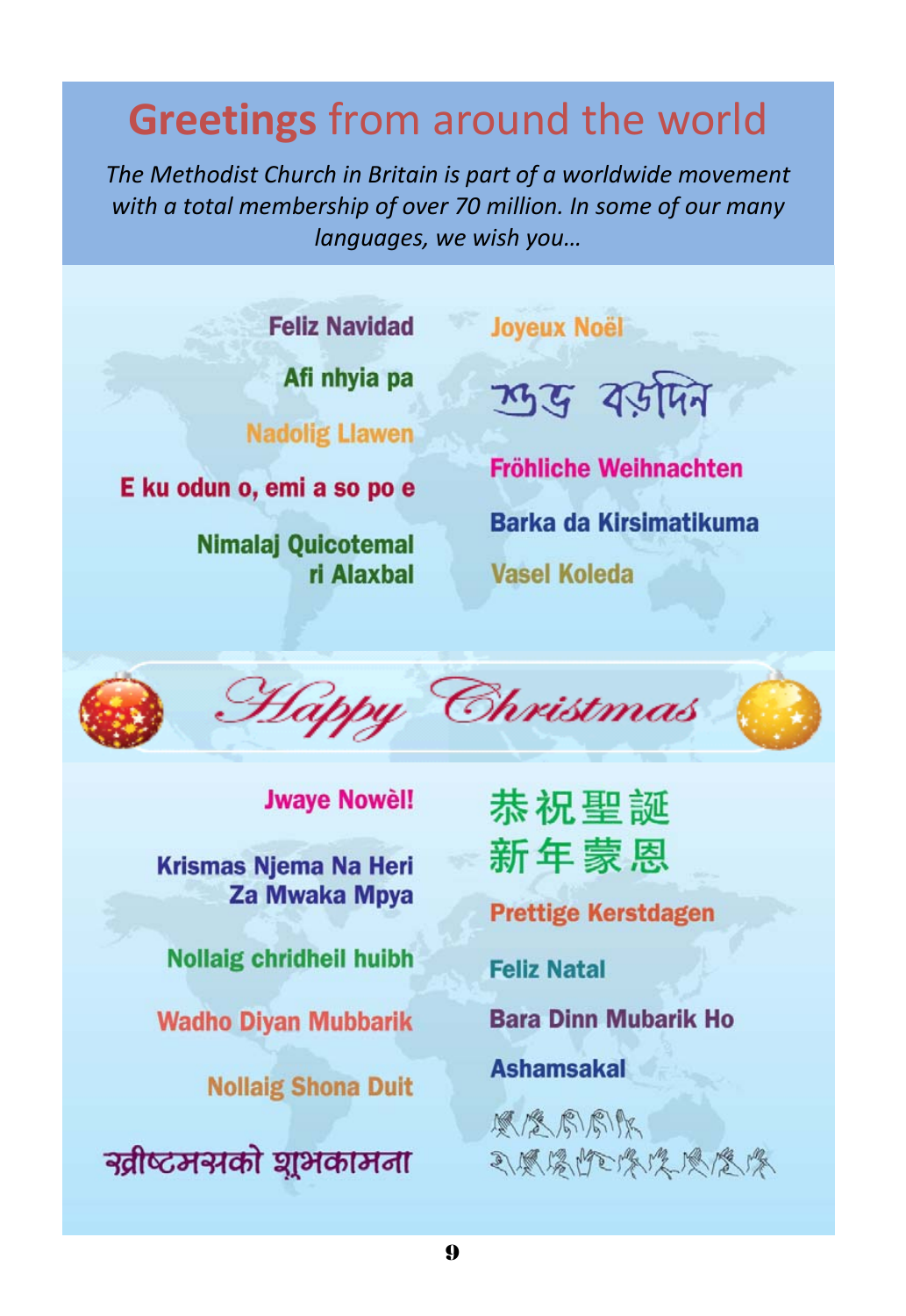# **Greetings** from around the world

*The Methodist Church in Britain is part of a worldwide movement with a total membership of over 70 million. In some of our many languages, we wish you…*

Feliz Navidad

Afi nhyia pa

Nadolig Llawen

E ku odun o, emi a so po e

Nimalaj Quicotemal ri Alaxbal

Joyeux Noël

শুভ বড়দিন

Fröhliche Weihnachten

Barka da Kirsimatikuma

Vasel Koleda

## Happy Christmas

Jwaye Nowèl!

Krismas Njema Na Heri Za Mwaka Mpya

Nollaig chridheil huibh

Wadho Diyan Mubbarik

Nollaig Shona Duit

ख्रीष्टमसको शुभकामना

恭祝聖誕
新年蒙恩

Prettige Kerstdagen

Feliz Natal

Bara Dinn Mubarik Ho

Ashamsakal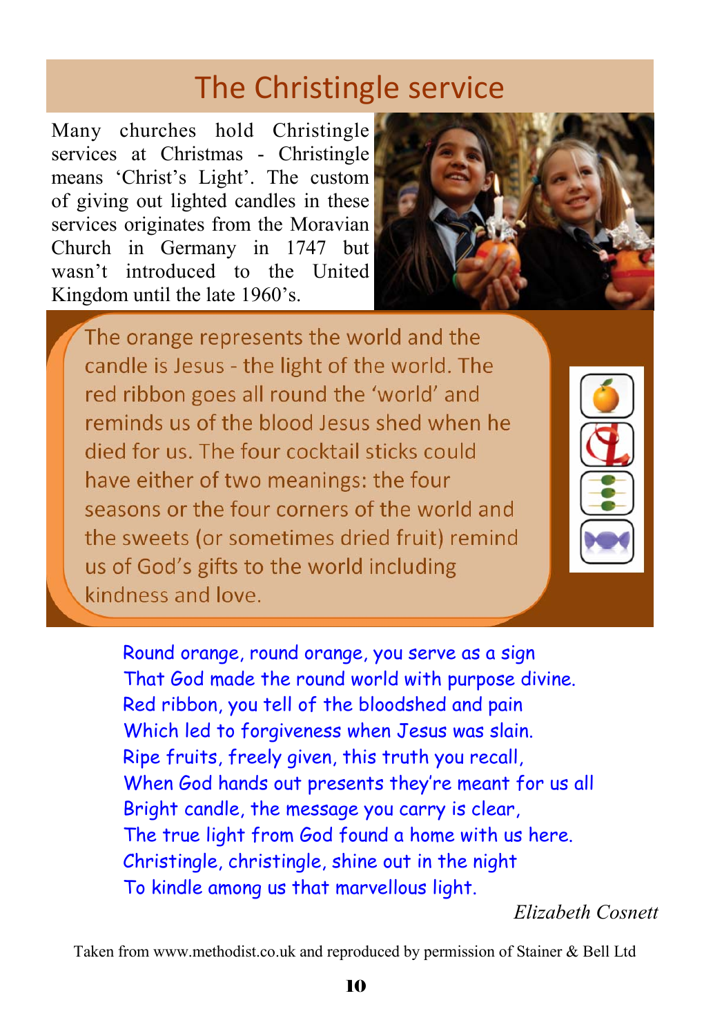# The Christingle service

Many churches hold Christingle services at Christmas - Christingle means 'Christ's Light'. The custom of giving out lighted candles in these services originates from the Moravian Church in Germany in 1747 but wasn't introduced to the United Kingdom until the late 1960's.

The orange represents the world and the candle is Jesus - the light of the world. The red ribbon goes all round the 'world' and reminds us of the blood Jesus shed when he died for us. The four cocktail sticks could have either of two meanings: the four seasons or the four corners of the world and the sweets (or sometimes dried fruit) remind us of God's gifts to the world including kindness and love.

Round orange, round orange, you serve as a sign
That God made the round world with purpose divine.
Red ribbon, you tell of the bloodshed and pain
Which led to forgiveness when Jesus was slain.
Ripe fruits, freely given, this truth you recall,
When God hands out presents they're meant for us all
Bright candle, the message you carry is clear,
The true light from God found a home with us here.
Christingle, christingle, shine out in the night
To kindle among us that marvellous light.

*Elizabeth Cosnett*

Taken from www.methodist.co.uk and reproduced by permission of Stainer & Bell Ltd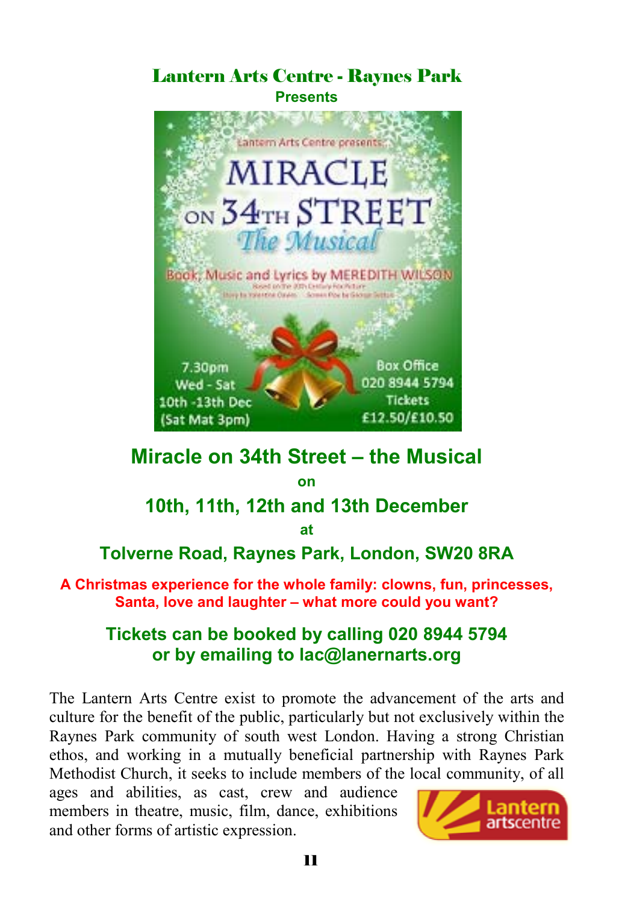# Lantern Arts Centre - Raynes Park

**Presents**

Lantern Arts Centre presents

MIRACLE ON 34TH STREET

*The Musical*

Book, Music and Lyrics by MEREDITH WILSON

7.30pm
Wed - Sat
10th -13th Dec
(Sat Mat 3pm)

Box Office
020 8944 5794
Tickets
£12.50/£10.50

## Miracle on 34th Street – the Musical

**on**

## 10th, 11th, 12th and 13th December

**at**

### Tolverne Road, Raynes Park, London, SW20 8RA

**A Christmas experience for the whole family: clowns, fun, princesses, Santa, love and laughter – what more could you want?**

### Tickets can be booked by calling 020 8944 5794 or by emailing to lac@lanernarts.org

The Lantern Arts Centre exist to promote the advancement of the arts and culture for the benefit of the public, particularly but not exclusively within the Raynes Park community of south west London. Having a strong Christian ethos, and working in a mutually beneficial partnership with Raynes Park Methodist Church, it seeks to include members of the local community, of all ages and abilities, as cast, crew and audience members in theatre, music, film, dance, exhibitions and other forms of artistic expression.

Lantern artscentre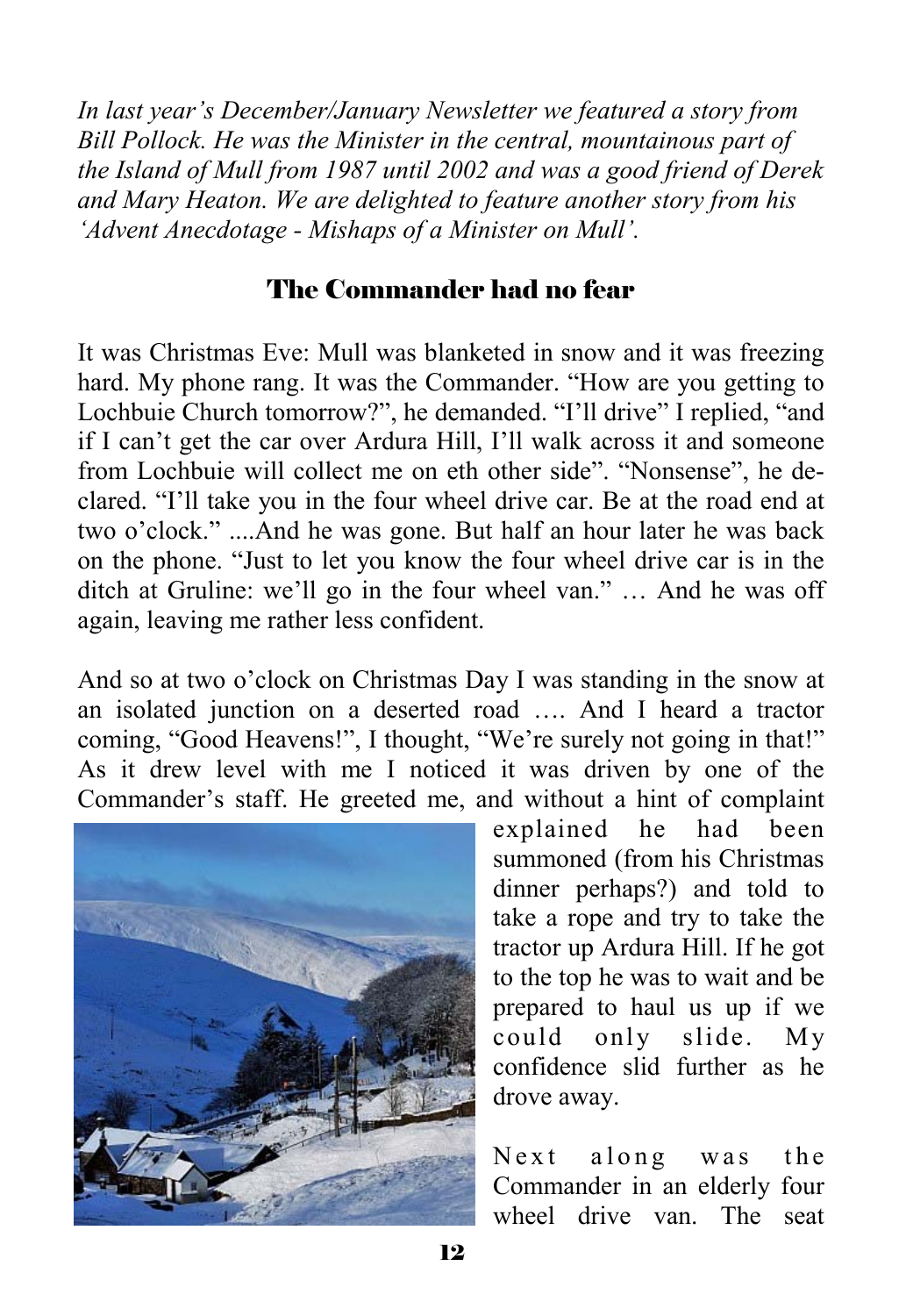*In last year's December/January Newsletter we featured a story from Bill Pollock. He was the Minister in the central, mountainous part of the Island of Mull from 1987 until 2002 and was a good friend of Derek and Mary Heaton. We are delighted to feature another story from his 'Advent Anecdotage - Mishaps of a Minister on Mull'.*

## The Commander had no fear

It was Christmas Eve: Mull was blanketed in snow and it was freezing hard. My phone rang. It was the Commander. "How are you getting to Lochbuie Church tomorrow?", he demanded. "I'll drive" I replied, "and if I can't get the car over Ardura Hill, I'll walk across it and someone from Lochbuie will collect me on eth other side". "Nonsense", he declared. "I'll take you in the four wheel drive car. Be at the road end at two o'clock." ....And he was gone. But half an hour later he was back on the phone. "Just to let you know the four wheel drive car is in the ditch at Gruline: we'll go in the four wheel van." … And he was off again, leaving me rather less confident.

And so at two o'clock on Christmas Day I was standing in the snow at an isolated junction on a deserted road …. And I heard a tractor coming, "Good Heavens!", I thought, "We're surely not going in that!" As it drew level with me I noticed it was driven by one of the Commander's staff. He greeted me, and without a hint of complaint explained he had been summoned (from his Christmas dinner perhaps?) and told to take a rope and try to take the tractor up Ardura Hill. If he got to the top he was to wait and be prepared to haul us up if we could only slide. My confidence slid further as he drove away.

Next along was the Commander in an elderly four wheel drive van. The seat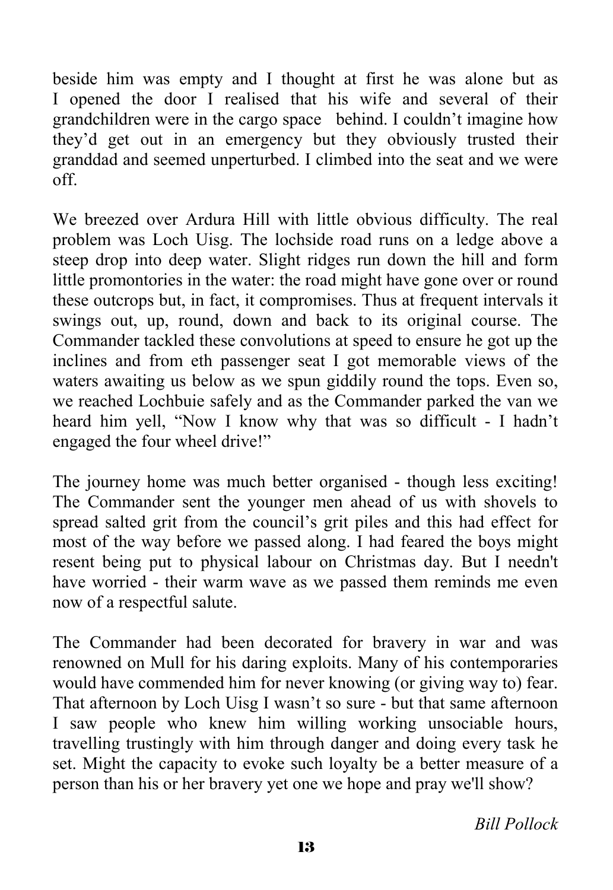beside him was empty and I thought at first he was alone but as I opened the door I realised that his wife and several of their grandchildren were in the cargo space behind. I couldn't imagine how they'd get out in an emergency but they obviously trusted their granddad and seemed unperturbed. I climbed into the seat and we were off.

We breezed over Ardura Hill with little obvious difficulty. The real problem was Loch Uisg. The lochside road runs on a ledge above a steep drop into deep water. Slight ridges run down the hill and form little promontories in the water: the road might have gone over or round these outcrops but, in fact, it compromises. Thus at frequent intervals it swings out, up, round, down and back to its original course. The Commander tackled these convolutions at speed to ensure he got up the inclines and from eth passenger seat I got memorable views of the waters awaiting us below as we spun giddily round the tops. Even so, we reached Lochbuie safely and as the Commander parked the van we heard him yell, "Now I know why that was so difficult - I hadn't engaged the four wheel drive!"

The journey home was much better organised - though less exciting! The Commander sent the younger men ahead of us with shovels to spread salted grit from the council's grit piles and this had effect for most of the way before we passed along. I had feared the boys might resent being put to physical labour on Christmas day. But I needn't have worried - their warm wave as we passed them reminds me even now of a respectful salute.

The Commander had been decorated for bravery in war and was renowned on Mull for his daring exploits. Many of his contemporaries would have commended him for never knowing (or giving way to) fear. That afternoon by Loch Uisg I wasn't so sure - but that same afternoon I saw people who knew him willing working unsociable hours, travelling trustingly with him through danger and doing every task he set. Might the capacity to evoke such loyalty be a better measure of a person than his or her bravery yet one we hope and pray we'll show?

*Bill Pollock*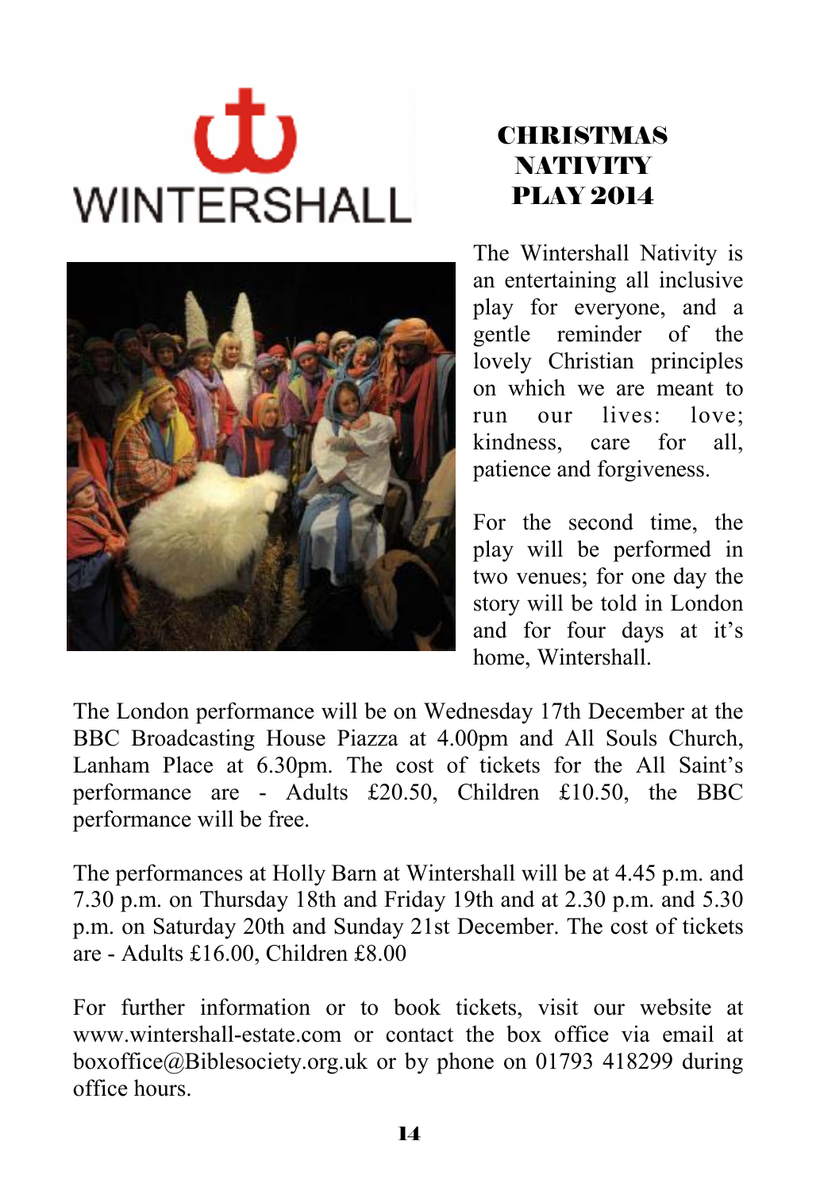WINTERSHALL

# CHRISTMAS NATIVITY PLAY 2014

The Wintershall Nativity is an entertaining all inclusive play for everyone, and a gentle reminder of the lovely Christian principles on which we are meant to run our lives: love; kindness, care for all, patience and forgiveness.

For the second time, the play will be performed in two venues; for one day the story will be told in London and for four days at it's home, Wintershall.

The London performance will be on Wednesday 17th December at the BBC Broadcasting House Piazza at 4.00pm and All Souls Church, Lanham Place at 6.30pm. The cost of tickets for the All Saint's performance are - Adults £20.50, Children £10.50, the BBC performance will be free.

The performances at Holly Barn at Wintershall will be at 4.45 p.m. and 7.30 p.m. on Thursday 18th and Friday 19th and at 2.30 p.m. and 5.30 p.m. on Saturday 20th and Sunday 21st December. The cost of tickets are - Adults £16.00, Children £8.00

For further information or to book tickets, visit our website at www.wintershall-estate.com or contact the box office via email at boxoffice@Biblesociety.org.uk or by phone on 01793 418299 during office hours.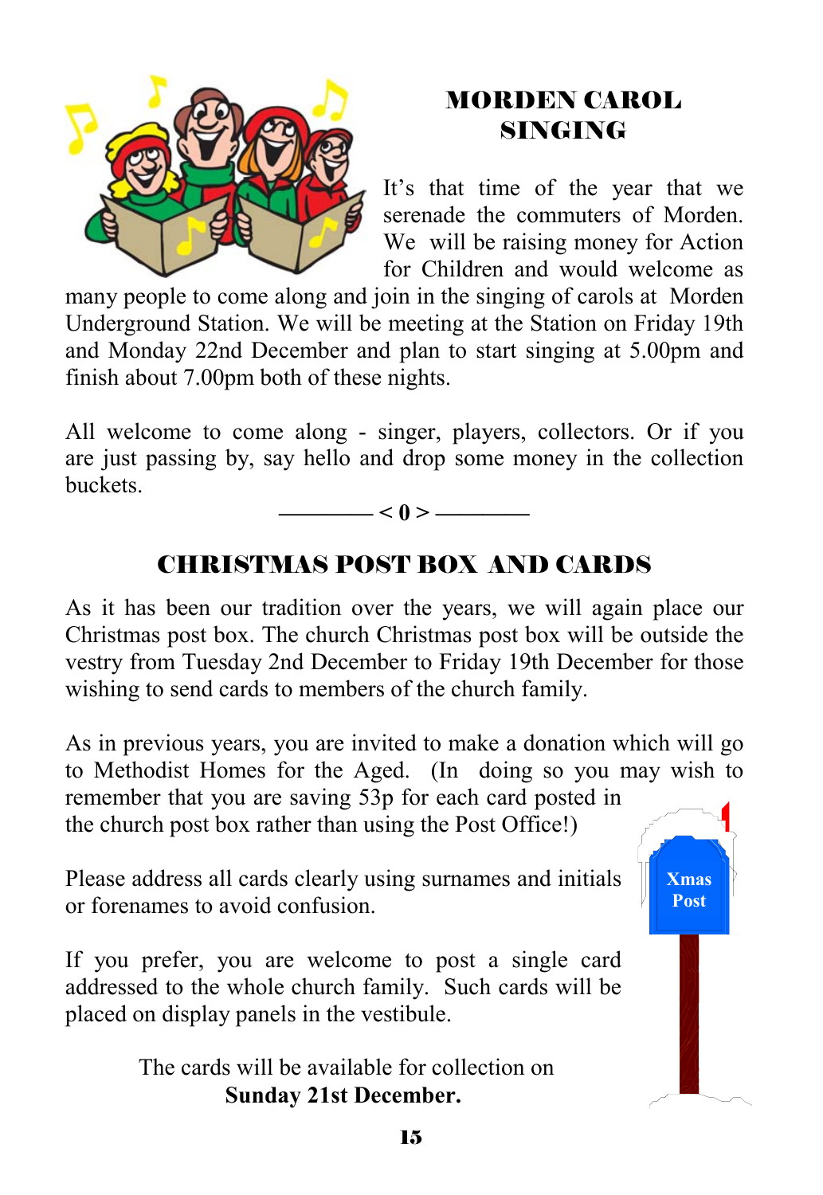## MORDEN CAROL SINGING

It's that time of the year that we serenade the commuters of Morden. We will be raising money for Action for Children and would welcome as many people to come along and join in the singing of carols at Morden Underground Station. We will be meeting at the Station on Friday 19th and Monday 22nd December and plan to start singing at 5.00pm and finish about 7.00pm both of these nights.

All welcome to come along - singer, players, collectors. Or if you are just passing by, say hello and drop some money in the collection buckets.

———— < 0 > ————

## CHRISTMAS POST BOX AND CARDS

As it has been our tradition over the years, we will again place our Christmas post box. The church Christmas post box will be outside the vestry from Tuesday 2nd December to Friday 19th December for those wishing to send cards to members of the church family.

As in previous years, you are invited to make a donation which will go to Methodist Homes for the Aged. (In doing so you may wish to remember that you are saving 53p for each card posted in the church post box rather than using the Post Office!)

Please address all cards clearly using surnames and initials or forenames to avoid confusion.

If you prefer, you are welcome to post a single card addressed to the whole church family. Such cards will be placed on display panels in the vestibule.

The cards will be available for collection on
**Sunday 21st December.**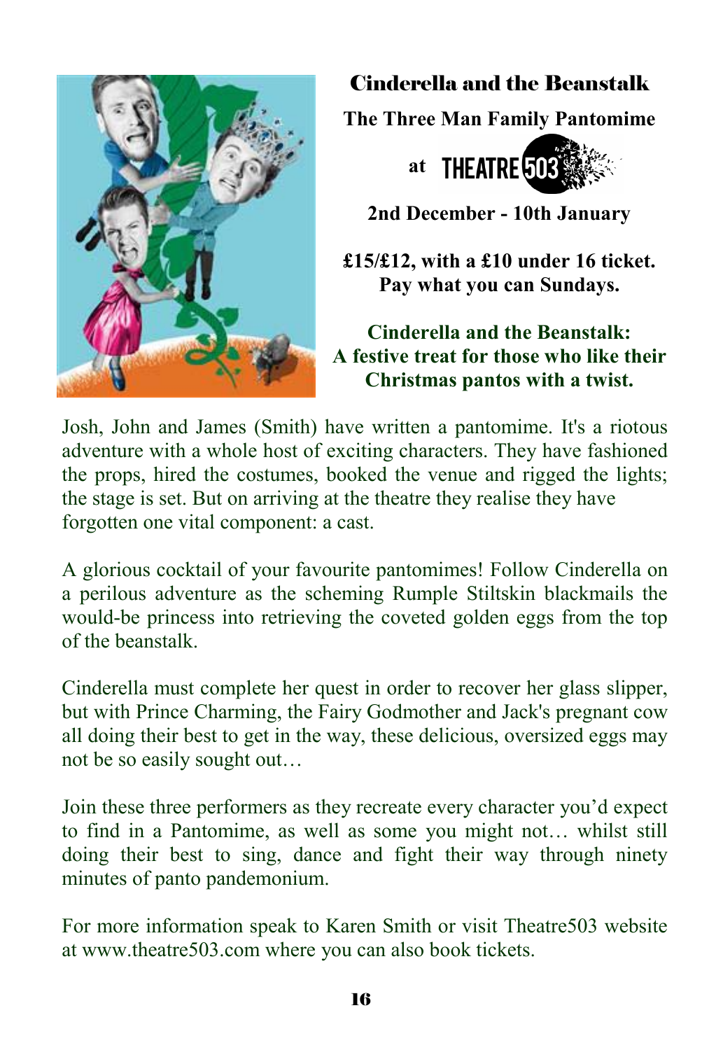# Cinderella and the Beanstalk

**The Three Man Family Pantomime**

**at THEATRE 503**

**2nd December - 10th January**

**£15/£12, with a £10 under 16 ticket.**
**Pay what you can Sundays.**

**Cinderella and the Beanstalk:**
**A festive treat for those who like their Christmas pantos with a twist.**

Josh, John and James (Smith) have written a pantomime. It's a riotous adventure with a whole host of exciting characters. They have fashioned the props, hired the costumes, booked the venue and rigged the lights; the stage is set. But on arriving at the theatre they realise they have forgotten one vital component: a cast.

A glorious cocktail of your favourite pantomimes! Follow Cinderella on a perilous adventure as the scheming Rumple Stiltskin blackmails the would-be princess into retrieving the coveted golden eggs from the top of the beanstalk.

Cinderella must complete her quest in order to recover her glass slipper, but with Prince Charming, the Fairy Godmother and Jack's pregnant cow all doing their best to get in the way, these delicious, oversized eggs may not be so easily sought out…

Join these three performers as they recreate every character you'd expect to find in a Pantomime, as well as some you might not… whilst still doing their best to sing, dance and fight their way through ninety minutes of panto pandemonium.

For more information speak to Karen Smith or visit Theatre503 website at www.theatre503.com where you can also book tickets.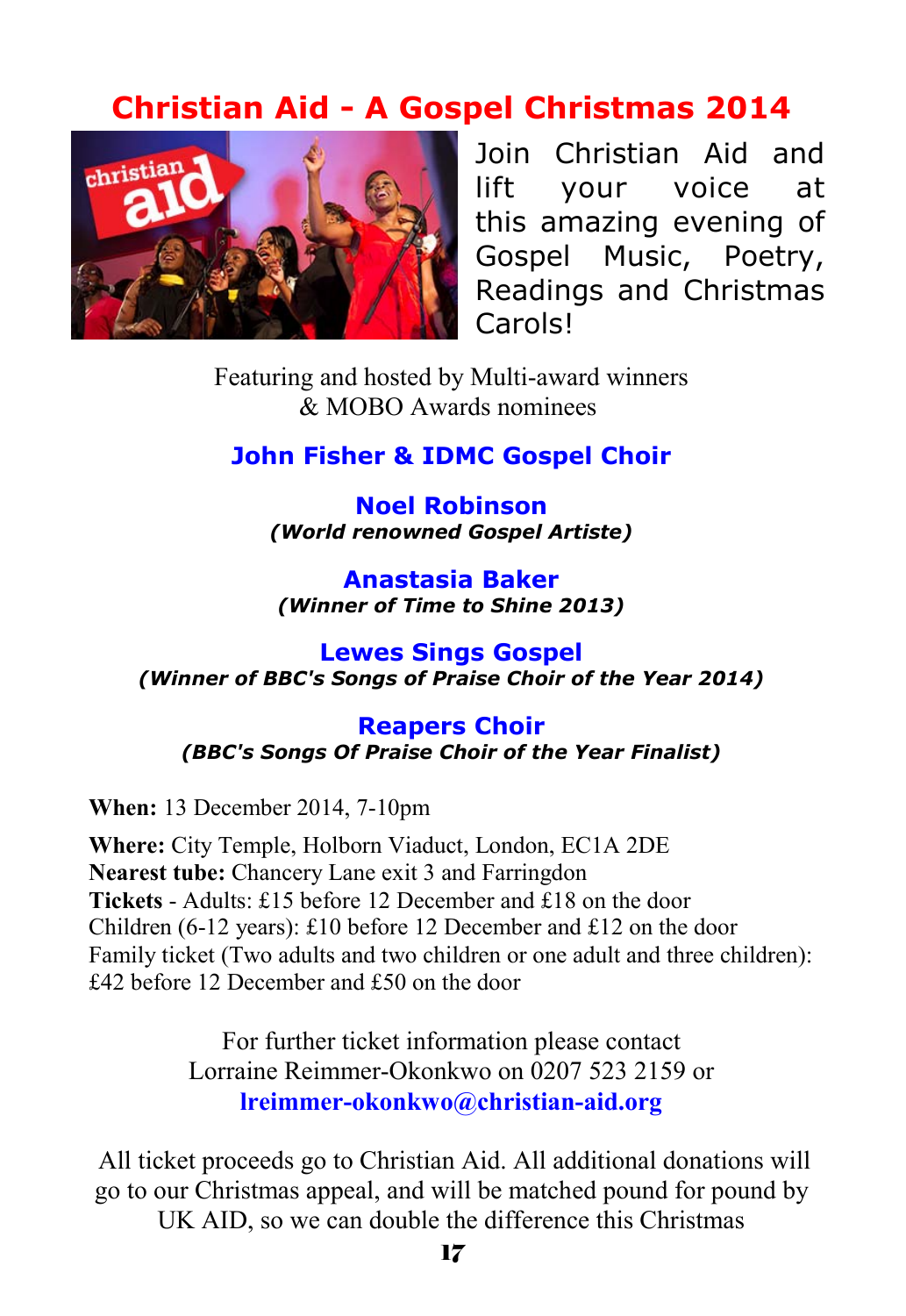# Christian Aid - A Gospel Christmas 2014

Join Christian Aid and lift your voice at this amazing evening of Gospel Music, Poetry, Readings and Christmas Carols!

Featuring and hosted by Multi-award winners
& MOBO Awards nominees

**John Fisher & IDMC Gospel Choir**

**Noel Robinson**
***(World renowned Gospel Artiste)***

**Anastasia Baker**
***(Winner of Time to Shine 2013)***

**Lewes Sings Gospel**
***(Winner of BBC's Songs of Praise Choir of the Year 2014)***

**Reapers Choir**
***(BBC's Songs Of Praise Choir of the Year Finalist)***

**When:** 13 December 2014, 7-10pm

**Where:** City Temple, Holborn Viaduct, London, EC1A 2DE
**Nearest tube:** Chancery Lane exit 3 and Farringdon
**Tickets** - Adults: £15 before 12 December and £18 on the door
Children (6-12 years): £10 before 12 December and £12 on the door
Family ticket (Two adults and two children or one adult and three children): £42 before 12 December and £50 on the door

For further ticket information please contact
Lorraine Reimmer-Okonkwo on 0207 523 2159 or
**lreimmer-okonkwo@christian-aid.org**

All ticket proceeds go to Christian Aid. All additional donations will go to our Christmas appeal, and will be matched pound for pound by UK AID, so we can double the difference this Christmas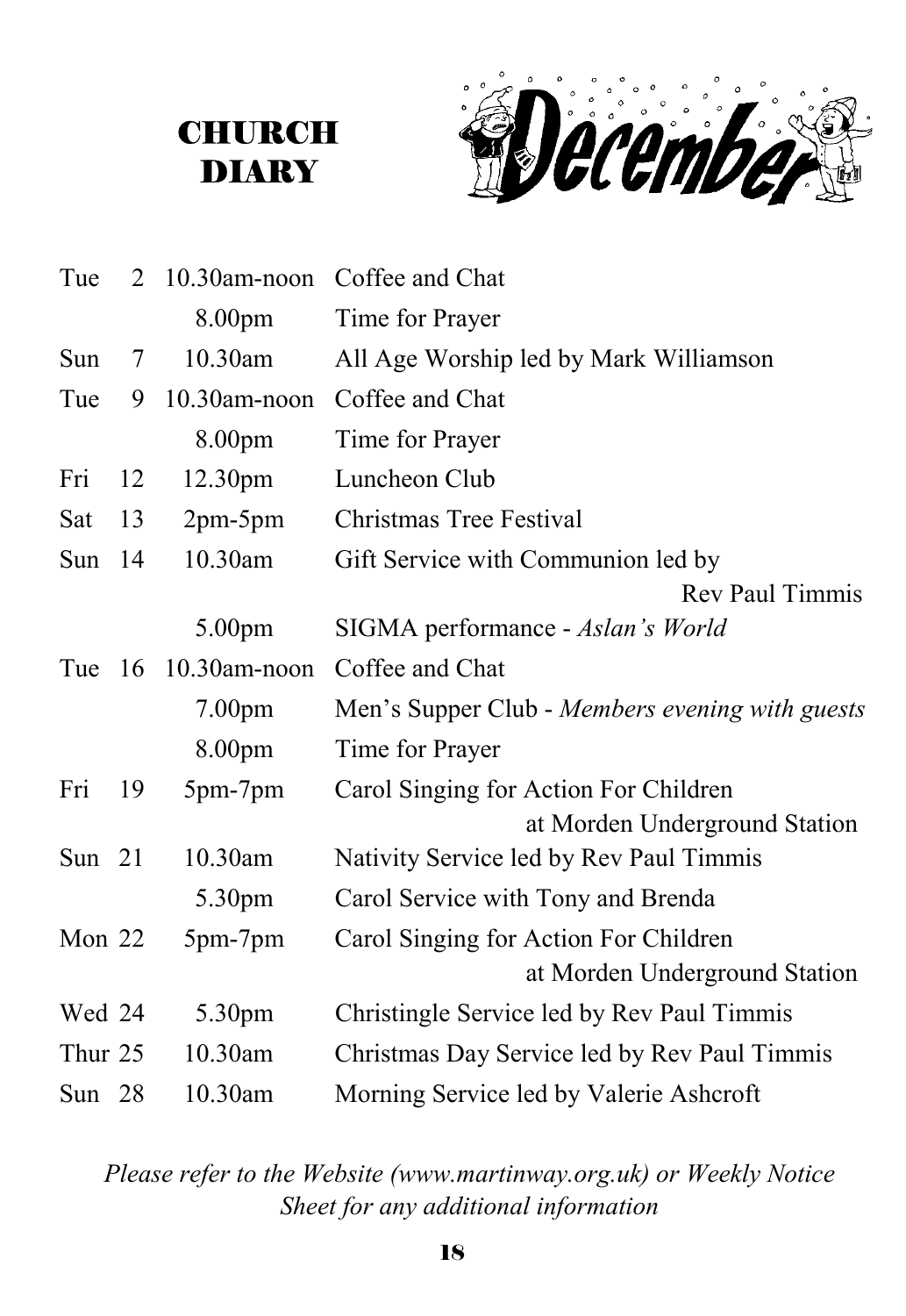# CHURCH DIARY

## December

| Day | Date | Time | Event |
|---|---|---|---|
| Tue | 2 | 10.30am-noon | Coffee and Chat |
| | | 8.00pm | Time for Prayer |
| Sun | 7 | 10.30am | All Age Worship led by Mark Williamson |
| Tue | 9 | 10.30am-noon | Coffee and Chat |
| | | 8.00pm | Time for Prayer |
| Fri | 12 | 12.30pm | Luncheon Club |
| Sat | 13 | 2pm-5pm | Christmas Tree Festival |
| Sun | 14 | 10.30am | Gift Service with Communion led by Rev Paul Timmis |
| | | 5.00pm | SIGMA performance - *Aslan's World* |
| Tue | 16 | 10.30am-noon | Coffee and Chat |
| | | 7.00pm | Men's Supper Club - *Members evening with guests* |
| | | 8.00pm | Time for Prayer |
| Fri | 19 | 5pm-7pm | Carol Singing for Action For Children at Morden Underground Station |
| Sun | 21 | 10.30am | Nativity Service led by Rev Paul Timmis |
| | | 5.30pm | Carol Service with Tony and Brenda |
| Mon | 22 | 5pm-7pm | Carol Singing for Action For Children at Morden Underground Station |
| Wed | 24 | 5.30pm | Christingle Service led by Rev Paul Timmis |
| Thur | 25 | 10.30am | Christmas Day Service led by Rev Paul Timmis |
| Sun | 28 | 10.30am | Morning Service led by Valerie Ashcroft |

*Please refer to the Website (www.martinway.org.uk) or Weekly Notice Sheet for any additional information*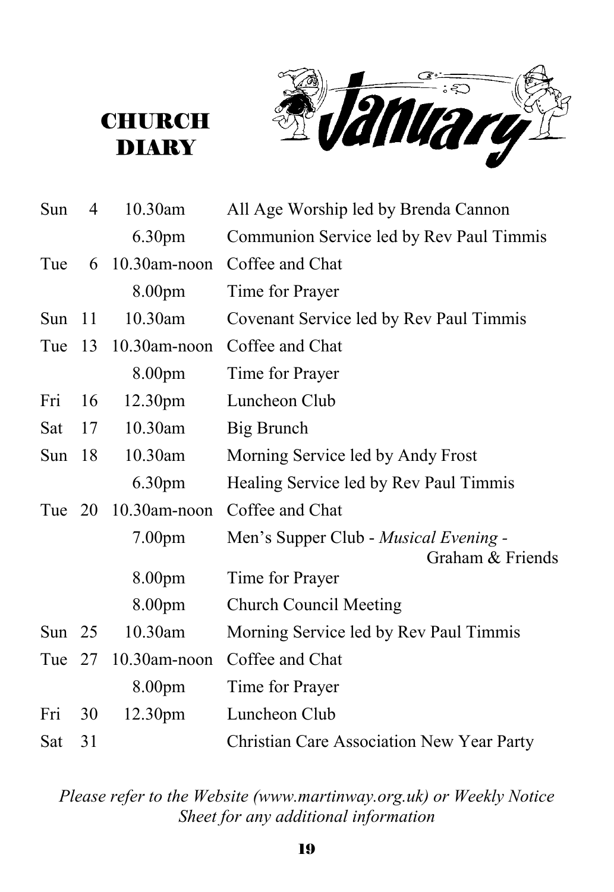# CHURCH DIARY

## January

| Day | Date | Time | Event |
|---|---|---|---|
| Sun | 4 | 10.30am | All Age Worship led by Brenda Cannon |
| | | 6.30pm | Communion Service led by Rev Paul Timmis |
| Tue | 6 | 10.30am-noon | Coffee and Chat |
| | | 8.00pm | Time for Prayer |
| Sun | 11 | 10.30am | Covenant Service led by Rev Paul Timmis |
| Tue | 13 | 10.30am-noon | Coffee and Chat |
| | | 8.00pm | Time for Prayer |
| Fri | 16 | 12.30pm | Luncheon Club |
| Sat | 17 | 10.30am | Big Brunch |
| Sun | 18 | 10.30am | Morning Service led by Andy Frost |
| | | 6.30pm | Healing Service led by Rev Paul Timmis |
| Tue | 20 | 10.30am-noon | Coffee and Chat |
| | | 7.00pm | Men's Supper Club - *Musical Evening* - Graham & Friends |
| | | 8.00pm | Time for Prayer |
| | | 8.00pm | Church Council Meeting |
| Sun | 25 | 10.30am | Morning Service led by Rev Paul Timmis |
| Tue | 27 | 10.30am-noon | Coffee and Chat |
| | | 8.00pm | Time for Prayer |
| Fri | 30 | 12.30pm | Luncheon Club |
| Sat | 31 | | Christian Care Association New Year Party |

*Please refer to the Website (www.martinway.org.uk) or Weekly Notice Sheet for any additional information*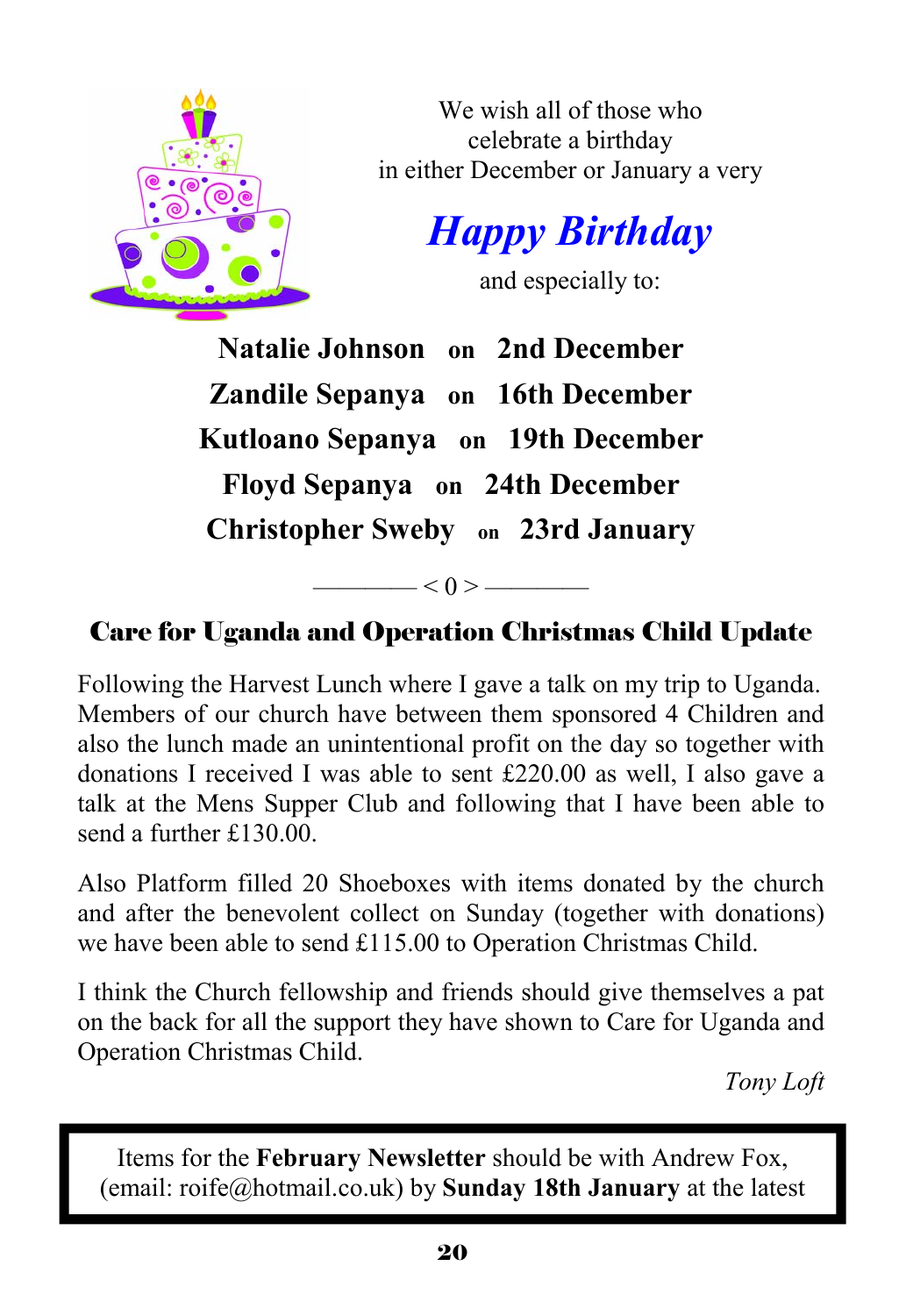We wish all of those who celebrate a birthday in either December or January a very

## *Happy Birthday*

and especially to:

**Natalie Johnson** on **2nd December**

**Zandile Sepanya** on **16th December**

**Kutloano Sepanya** on **19th December**

**Floyd Sepanya** on **24th December**

**Christopher Sweby** on **23rd January**

———— < 0 > ————

## Care for Uganda and Operation Christmas Child Update

Following the Harvest Lunch where I gave a talk on my trip to Uganda. Members of our church have between them sponsored 4 Children and also the lunch made an unintentional profit on the day so together with donations I received I was able to sent £220.00 as well, I also gave a talk at the Mens Supper Club and following that I have been able to send a further £130.00.

Also Platform filled 20 Shoeboxes with items donated by the church and after the benevolent collect on Sunday (together with donations) we have been able to send £115.00 to Operation Christmas Child.

I think the Church fellowship and friends should give themselves a pat on the back for all the support they have shown to Care for Uganda and Operation Christmas Child.

*Tony Loft*

Items for the **February Newsletter** should be with Andrew Fox, (email: roife@hotmail.co.uk) by **Sunday 18th January** at the latest